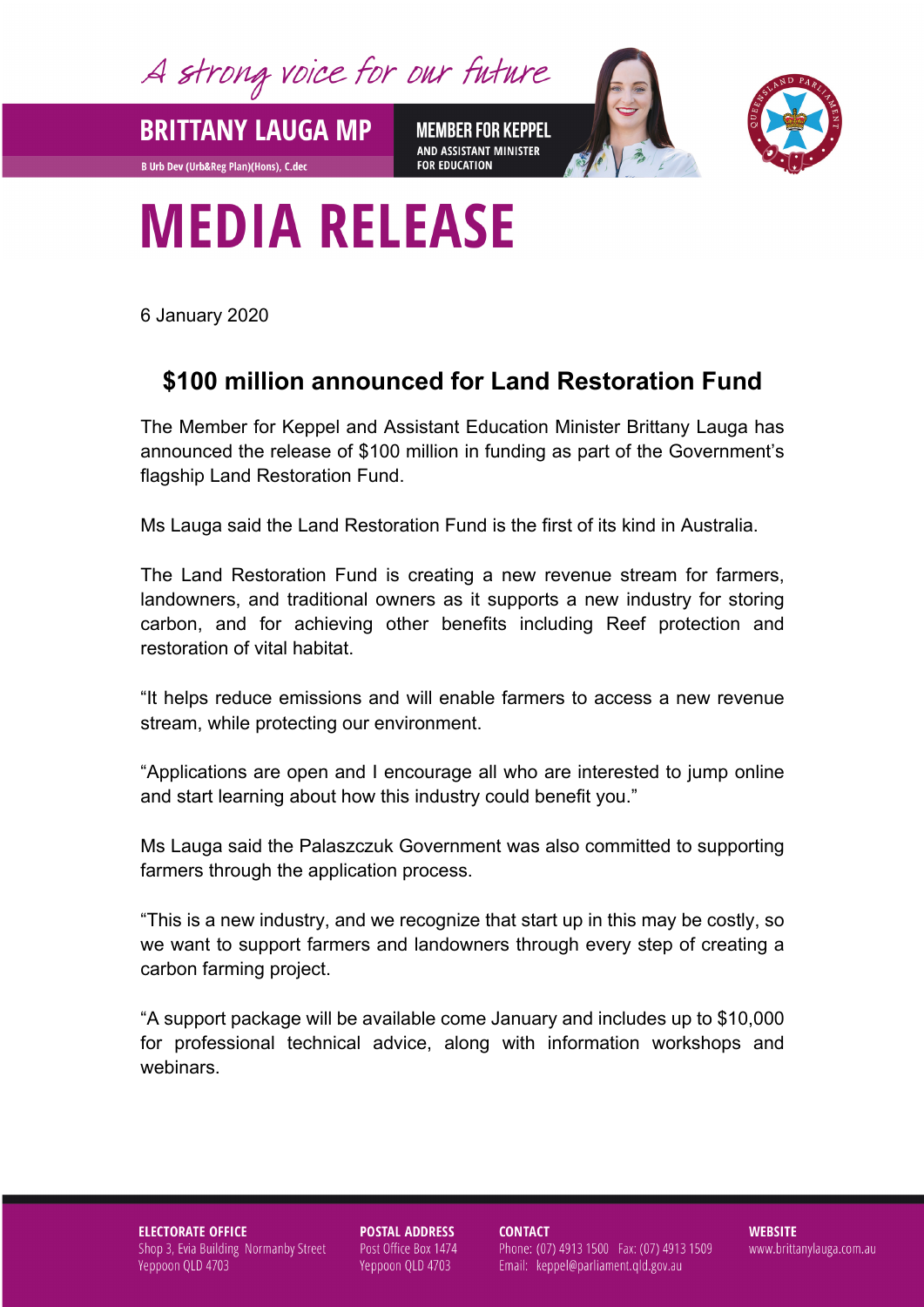# MEDIA RELEASE

6 January 2020

## $100 million announced for Land Restoration Fund

The Member for Keppel and Assistant Education Minister Brittany Lauga has announced the release of $100 million in funding as part of the Government's flagship Land Restoration Fund.

Ms Lauga said the Land Restoration Fund is the first of its kind in Australia.

The Land Restoration Fund is creating a new revenue stream for farmers, landowners, and traditional owners as it supports a new industry for storing carbon, and for achieving other benefits including Reef protection and restoration of vital habitat.

"It helps reduce emissions and will enable farmers to access a new revenue stream, while protecting our environment.

"Applications are open and I encourage all who are interested to jump online and start learning about how this industry could benefit you."

Ms Lauga said the Palaszczuk Government was also committed to supporting farmers through the application process.

"This is a new industry, and we recognize that start up in this may be costly, so we want to support farmers and landowners through every step of creating a carbon farming project.

"A support package will be available come January and includes up to $10,000 for professional technical advice, along with information workshops and webinars.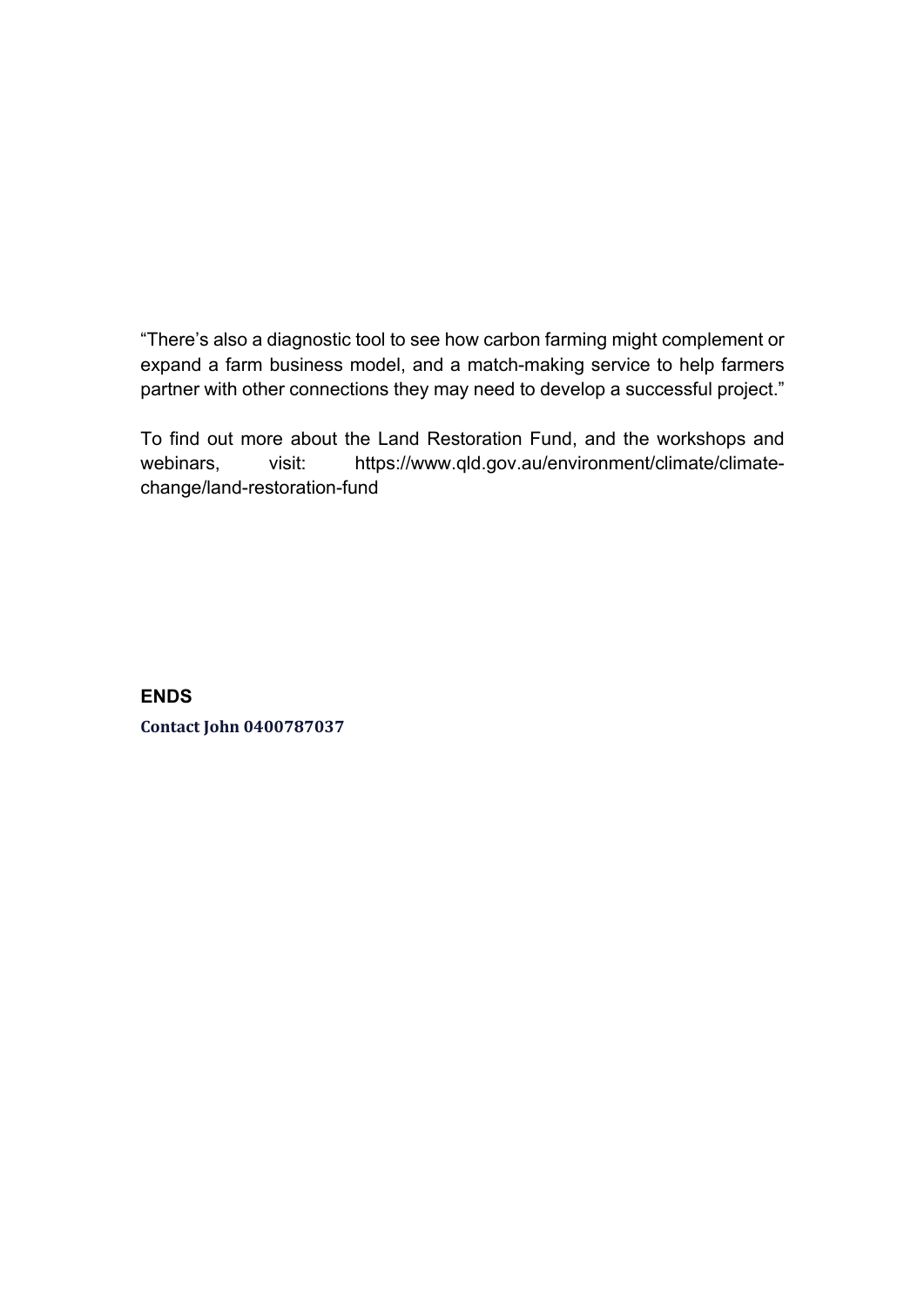"There's also a diagnostic tool to see how carbon farming might complement or expand a farm business model, and a match-making service to help farmers partner with other connections they may need to develop a successful project."

To find out more about the Land Restoration Fund, and the workshops and webinars, visit: https://www.qld.gov.au/environment/climate/climate-change/land-restoration-fund

**ENDS**

**Contact John 0400787037**